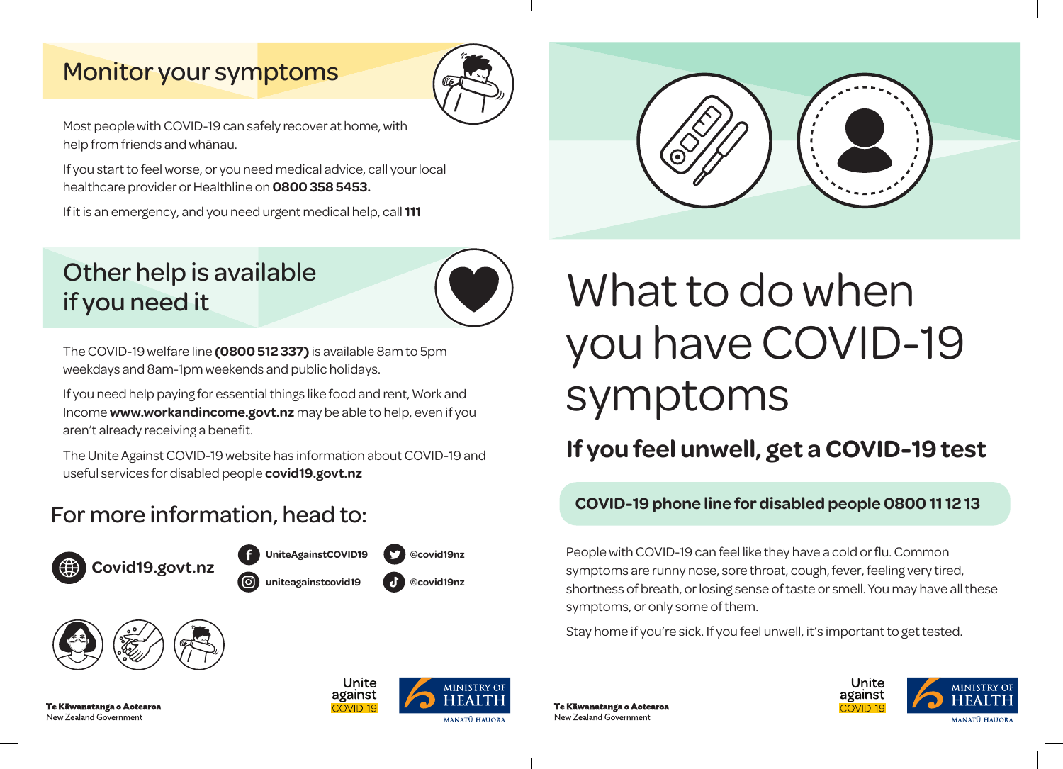# What to do when you have COVID-19 symptoms

## If you feel unwell, get a COVID-19 test

**COVID-19 phone line for disabled people 0800 11 12 13**

People with COVID-19 can feel like they have a cold or flu. Common symptoms are runny nose, sore throat, cough, fever, feeling very tired, shortness of breath, or losing sense of taste or smell. You may have all these symptoms, or only some of them.

Stay home if you're sick. If you feel unwell, it's important to get tested.

## Monitor your symptoms

Most people with COVID-19 can safely recover at home, with help from friends and whānau.

If you start to feel worse, or you need medical advice, call your local healthcare provider or Healthline on **0800 358 5453.**

If it is an emergency, and you need urgent medical help, call **111**

## Other help is available if you need it

The COVID-19 welfare line **(0800 512 337)** is available 8am to 5pm weekdays and 8am-1pm weekends and public holidays.

If you need help paying for essential things like food and rent, Work and Income **www.workandincome.govt.nz** may be able to help, even if you aren't already receiving a benefit.

The Unite Against COVID-19 website has information about COVID-19 and useful services for disabled people **covid19.govt.nz**

## For more information, head to:

- **Covid19.govt.nz**
- Facebook: **UniteAgainstCOVID19**
- Instagram: **uniteagainstcovid19**
- Twitter: **@covid19nz**
- TikTok: **@covid19nz**

Te Kāwanatanga o Aotearoa
New Zealand Government

Unite against COVID-19

Ministry of Health
Manatū Hauora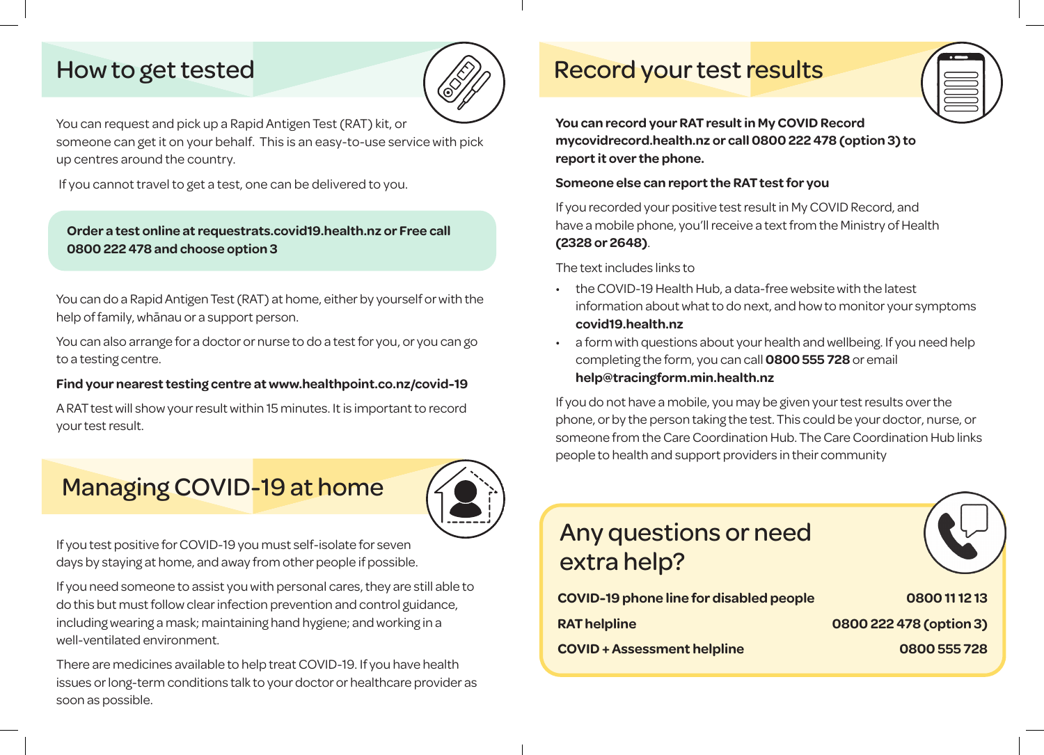## How to get tested

You can request and pick up a Rapid Antigen Test (RAT) kit, or someone can get it on your behalf. This is an easy-to-use service with pick up centres around the country.

If you cannot travel to get a test, one can be delivered to you.

**Order a test online at requestrats.covid19.health.nz or Free call 0800 222 478 and choose option 3**

You can do a Rapid Antigen Test (RAT) at home, either by yourself or with the help of family, whānau or a support person.

You can also arrange for a doctor or nurse to do a test for you, or you can go to a testing centre.

**Find your nearest testing centre at www.healthpoint.co.nz/covid-19**

A RAT test will show your result within 15 minutes. It is important to record your test result.

## Managing COVID-19 at home

If you test positive for COVID-19 you must self-isolate for seven days by staying at home, and away from other people if possible.

If you need someone to assist you with personal cares, they are still able to do this but must follow clear infection prevention and control guidance, including wearing a mask; maintaining hand hygiene; and working in a well-ventilated environment.

There are medicines available to help treat COVID-19. If you have health issues or long-term conditions talk to your doctor or healthcare provider as soon as possible.

## Record your test results

**You can record your RAT result in My COVID Record mycovidrecord.health.nz or call 0800 222 478 (option 3) to report it over the phone.**

**Someone else can report the RAT test for you**

If you recorded your positive test result in My COVID Record, and have a mobile phone, you'll receive a text from the Ministry of Health **(2328 or 2648)**.

The text includes links to

- the COVID-19 Health Hub, a data-free website with the latest information about what to do next, and how to monitor your symptoms **covid19.health.nz**
- a form with questions about your health and wellbeing. If you need help completing the form, you can call **0800 555 728** or email **help@tracingform.min.health.nz**

If you do not have a mobile, you may be given your test results over the phone, or by the person taking the test. This could be your doctor, nurse, or someone from the Care Coordination Hub. The Care Coordination Hub links people to health and support providers in their community

## Any questions or need extra help?

| | |
|---|---|
| **COVID-19 phone line for disabled people** | **0800 11 12 13** |
| **RAT helpline** | **0800 222 478 (option 3)** |
| **COVID + Assessment helpline** | **0800 555 728** |